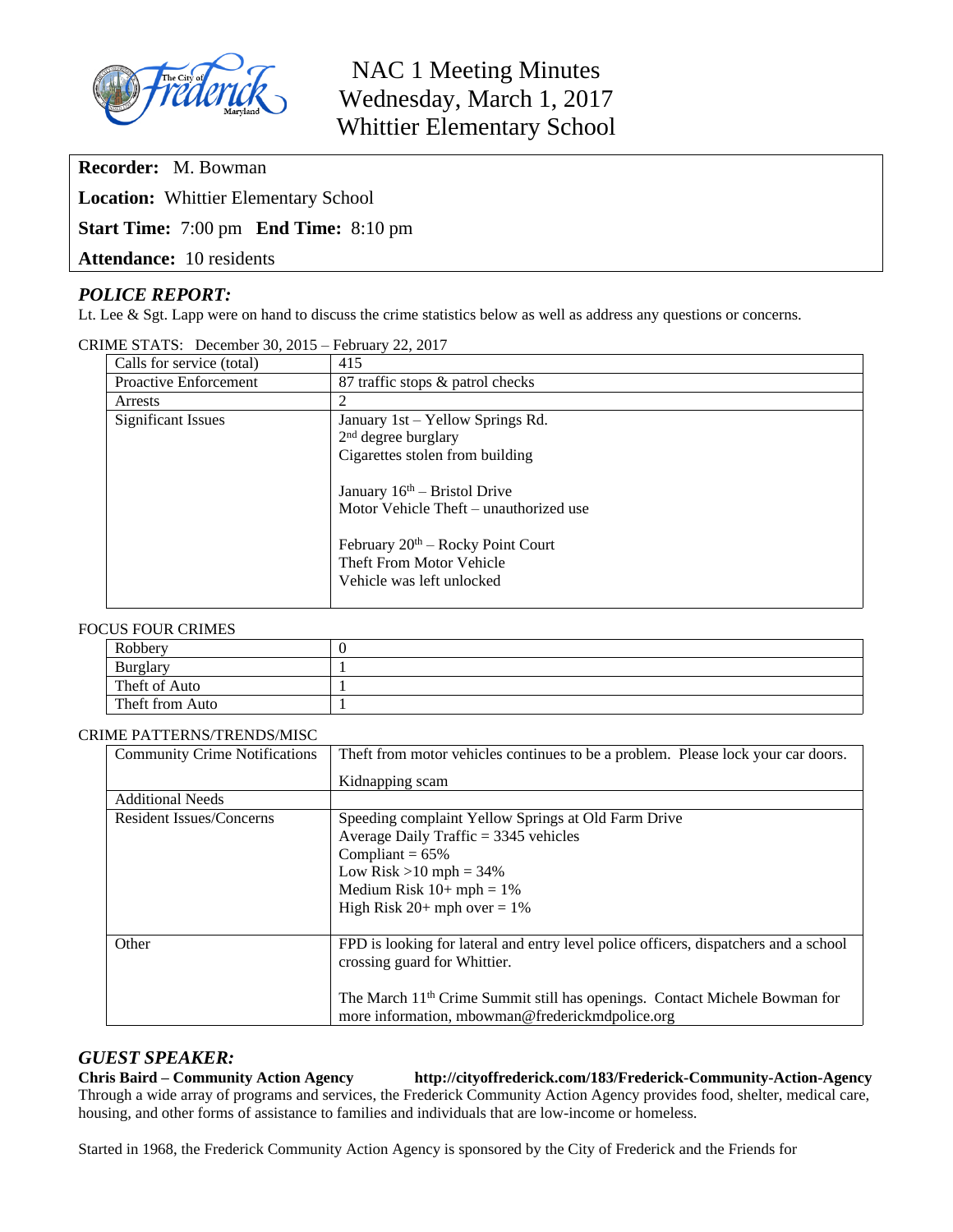# NAC 1 Meeting Minutes
# Wednesday, March 1, 2017
# Whittier Elementary School

**Recorder:** M. Bowman

**Location:** Whittier Elementary School

**Start Time:** 7:00 pm **End Time:** 8:10 pm

**Attendance:** 10 residents

## *POLICE REPORT:*

Lt. Lee & Sgt. Lapp were on hand to discuss the crime statistics below as well as address any questions or concerns.

CRIME STATS: December 30, 2015 – February 22, 2017

| | |
|---|---|
| Calls for service (total) | 415 |
| Proactive Enforcement | 87 traffic stops & patrol checks |
| Arrests | 2 |
| Significant Issues | January 1st – Yellow Springs Rd.<br>2nd degree burglary<br>Cigarettes stolen from building<br><br>January 16th – Bristol Drive<br>Motor Vehicle Theft – unauthorized use<br><br>February 20th – Rocky Point Court<br>Theft From Motor Vehicle<br>Vehicle was left unlocked |

FOCUS FOUR CRIMES

| | |
|---|---|
| Robbery | 0 |
| Burglary | 1 |
| Theft of Auto | 1 |
| Theft from Auto | 1 |

CRIME PATTERNS/TRENDS/MISC

| | |
|---|---|
| Community Crime Notifications | Theft from motor vehicles continues to be a problem. Please lock your car doors.<br><br>Kidnapping scam |
| Additional Needs | |
| Resident Issues/Concerns | Speeding complaint Yellow Springs at Old Farm Drive<br>Average Daily Traffic = 3345 vehicles<br>Compliant = 65%<br>Low Risk >10 mph = 34%<br>Medium Risk 10+ mph = 1%<br>High Risk 20+ mph over = 1% |
| Other | FPD is looking for lateral and entry level police officers, dispatchers and a school crossing guard for Whittier.<br><br>The March 11th Crime Summit still has openings. Contact Michele Bowman for more information, mbowman@frederickmdpolice.org |

## *GUEST SPEAKER:*

**Chris Baird – Community Action Agency** **http://cityoffrederick.com/183/Frederick-Community-Action-Agency**

Through a wide array of programs and services, the Frederick Community Action Agency provides food, shelter, medical care, housing, and other forms of assistance to families and individuals that are low-income or homeless.

Started in 1968, the Frederick Community Action Agency is sponsored by the City of Frederick and the Friends for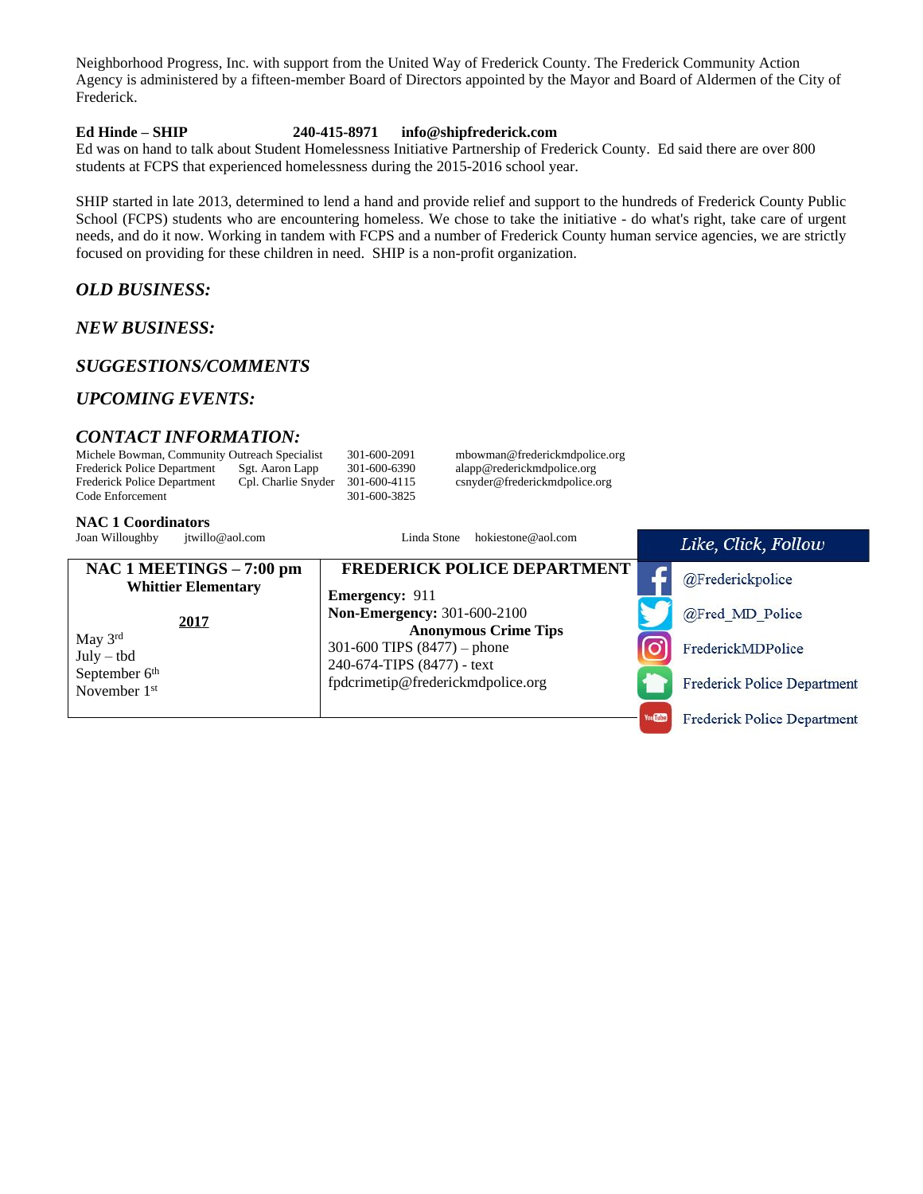Neighborhood Progress, Inc. with support from the United Way of Frederick County. The Frederick Community Action Agency is administered by a fifteen-member Board of Directors appointed by the Mayor and Board of Aldermen of the City of Frederick.

**Ed Hinde – SHIP 240-415-8971 info@shipfrederick.com**
Ed was on hand to talk about Student Homelessness Initiative Partnership of Frederick County. Ed said there are over 800 students at FCPS that experienced homelessness during the 2015-2016 school year.

SHIP started in late 2013, determined to lend a hand and provide relief and support to the hundreds of Frederick County Public School (FCPS) students who are encountering homeless. We chose to take the initiative - do what's right, take care of urgent needs, and do it now. Working in tandem with FCPS and a number of Frederick County human service agencies, we are strictly focused on providing for these children in need. SHIP is a non-profit organization.

## *OLD BUSINESS:*

## *NEW BUSINESS:*

## *SUGGESTIONS/COMMENTS*

## *UPCOMING EVENTS:*

## *CONTACT INFORMATION:*

| | | | |
|---|---|---|---|
| Michele Bowman, Community Outreach Specialist | | 301-600-2091 | mbowman@frederickmdpolice.org |
| Frederick Police Department | Sgt. Aaron Lapp | 301-600-6390 | alapp@rederickmdpolice.org |
| Frederick Police Department | Cpl. Charlie Snyder | 301-600-4115 | csnyder@frederickmdpolice.org |
| Code Enforcement | | 301-600-3825 | |

**NAC 1 Coordinators**
Joan Willoughby jtwillo@aol.com
Linda Stone hokiestone@aol.com

| NAC 1 MEETINGS – 7:00 pm<br>Whittier Elementary | FREDERICK POLICE DEPARTMENT |
|---|---|
| **2017**<br>May 3rd<br>July – tbd<br>September 6th<br>November 1st | **Emergency:** 911<br>**Non-Emergency:** 301-600-2100<br>**Anonymous Crime Tips**<br>301-600 TIPS (8477) – phone<br>240-674-TIPS (8477) - text<br>fpdcrimetip@frederickmdpolice.org |

*Like, Click, Follow*

@Frederickpolice
@Fred_MD_Police
FrederickMDPolice
Frederick Police Department
Frederick Police Department